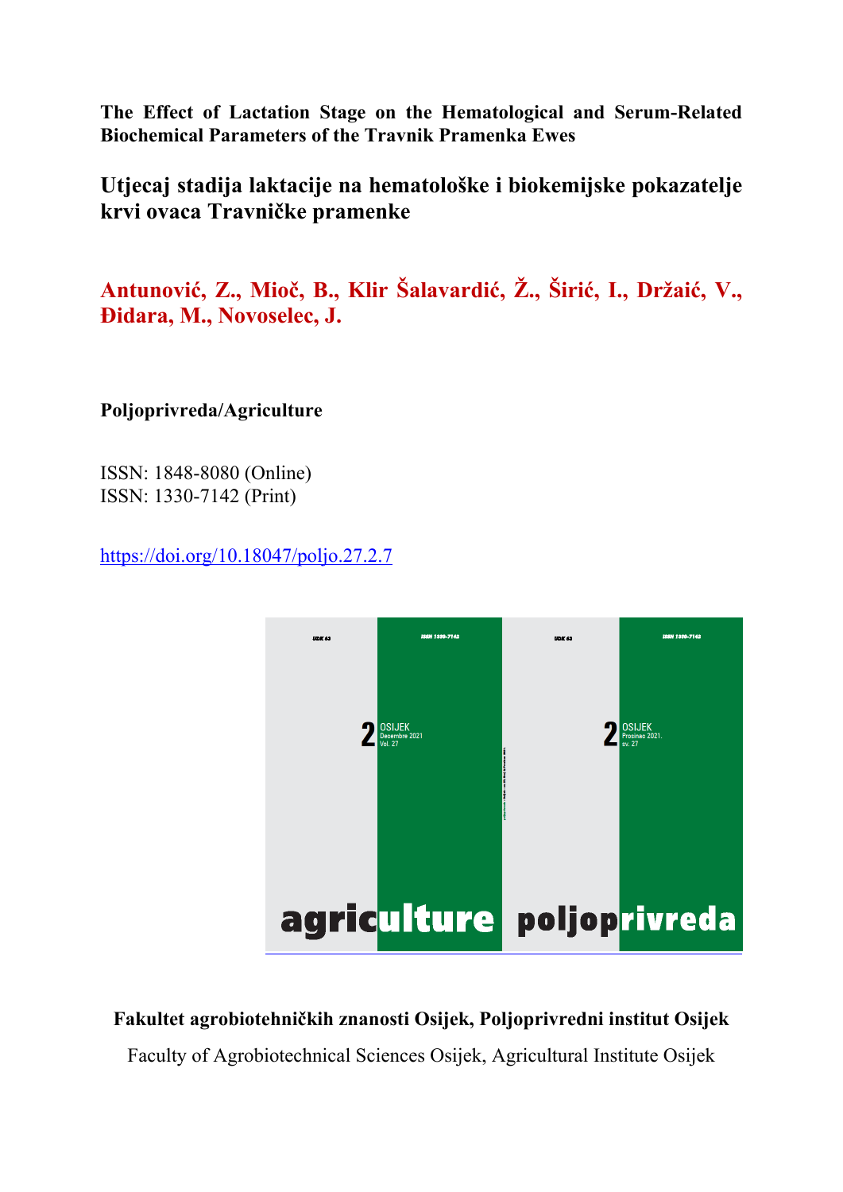**The Effect of Lactation Stage on the Hematological and Serum-Related Biochemical Parameters of the Travnik Pramenka Ewes**

## Utjecaj stadija laktacije na hematološke i biokemijske pokazatelje krvi ovaca Travničke pramenke

**Antunović, Z., Mioč, B., Klir Šalavardić, Ž., Širić, I., Držaić, V., Điđara, M., Novoselec, J.**

**Poljoprivreda/Agriculture**

ISSN: 1848-8080 (Online)
ISSN: 1330-7142 (Print)

https://doi.org/10.18047/poljo.27.2.7

**Fakultet agrobiotehničkih znanosti Osijek, Poljoprivredni institut Osijek**

Faculty of Agrobiotechnical Sciences Osijek, Agricultural Institute Osijek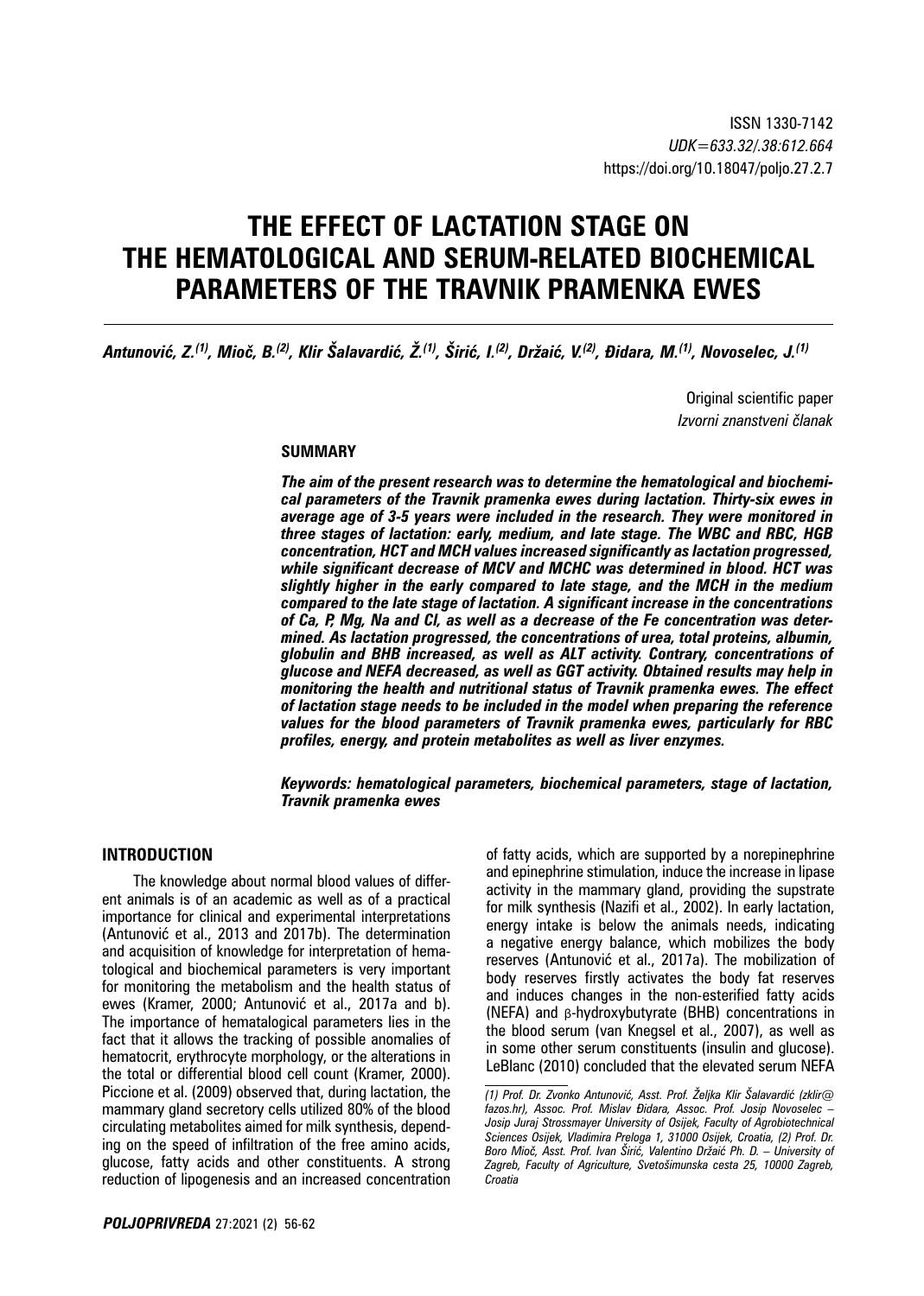ISSN 1330-7142
*UDK=633.32/.38:612.664*
https://doi.org/10.18047/poljo.27.2.7

# THE EFFECT OF LACTATION STAGE ON THE HEMATOLOGICAL AND SERUM-RELATED BIOCHEMICAL PARAMETERS OF THE TRAVNIK PRAMENKA EWES

***Antunović, Z.[(1)], Mioč, B.[(2)], Klir Šalavardić, Ž.[(1)], Širić, I.[(2)], Držaić, V.[(2)], Đidara, M.[(1)], Novoselec, J.[(1)]***

Original scientific paper
*Izvorni znanstveni članak*

## SUMMARY

***The aim of the present research was to determine the hematological and biochemical parameters of the Travnik pramenka ewes during lactation. Thirty-six ewes in average age of 3-5 years were included in the research. They were monitored in three stages of lactation: early, medium, and late stage. The WBC and RBC, HGB concentration, HCT and MCH values increased significantly as lactation progressed, while significant decrease of MCV and MCHC was determined in blood. HCT was slightly higher in the early compared to late stage, and the MCH in the medium compared to the late stage of lactation. A significant increase in the concentrations of Ca, P, Mg, Na and Cl, as well as a decrease of the Fe concentration was determined. As lactation progressed, the concentrations of urea, total proteins, albumin, globulin and BHB increased, as well as ALT activity. Contrary, concentrations of glucose and NEFA decreased, as well as GGT activity. Obtained results may help in monitoring the health and nutritional status of Travnik pramenka ewes. The effect of lactation stage needs to be included in the model when preparing the reference values for the blood parameters of Travnik pramenka ewes, particularly for RBC profiles, energy, and protein metabolites as well as liver enzymes.***

***Keywords: hematological parameters, biochemical parameters, stage of lactation, Travnik pramenka ewes***

## INTRODUCTION

The knowledge about normal blood values of different animals is of an academic as well as of a practical importance for clinical and experimental interpretations (Antunović et al., 2013 and 2017b). The determination and acquisition of knowledge for interpretation of hematological and biochemical parameters is very important for monitoring the metabolism and the health status of ewes (Kramer, 2000; Antunović et al., 2017a and b). The importance of hematalogical parameters lies in the fact that it allows the tracking of possible anomalies of hematocrit, erythrocyte morphology, or the alterations in the total or differential blood cell count (Kramer, 2000). Piccione et al. (2009) observed that, during lactation, the mammary gland secretory cells utilized 80% of the blood circulating metabolites aimed for milk synthesis, depending on the speed of infiltration of the free amino acids, glucose, fatty acids and other constituents. A strong reduction of lipogenesis and an increased concentration of fatty acids, which are supported by a norepinephrine and epinephrine stimulation, induce the increase in lipase activity in the mammary gland, providing the supstrate for milk synthesis (Nazifi et al., 2002). In early lactation, energy intake is below the animals needs, indicating a negative energy balance, which mobilizes the body reserves (Antunović et al., 2017a). The mobilization of body reserves firstly activates the body fat reserves and induces changes in the non-esterified fatty acids (NEFA) and β-hydroxybutyrate (BHB) concentrations in the blood serum (van Knegsel et al., 2007), as well as in some other serum constituents (insulin and glucose). LeBlanc (2010) concluded that the elevated serum NEFA

*(1) Prof. Dr. Zvonko Antunović, Asst. Prof. Željka Klir Šalavardić (zklir@fazos.hr), Assoc. Prof. Mislav Đidara, Assoc. Prof. Josip Novoselec – Josip Juraj Strossmayer University of Osijek, Faculty of Agrobiotechnical Sciences Osijek, Vladimira Preloga 1, 31000 Osijek, Croatia, (2) Prof. Dr. Boro Mioč, Asst. Prof. Ivan Širić, Valentino Držaić Ph. D. – University of Zagreb, Faculty of Agriculture, Svetošimunska cesta 25, 10000 Zagreb, Croatia*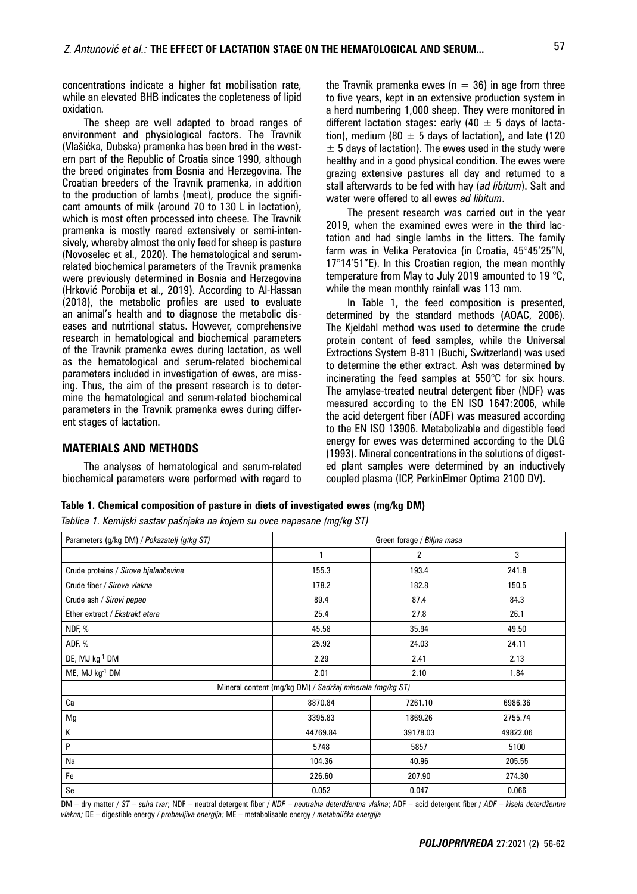concentrations indicate a higher fat mobilisation rate, while an elevated BHB indicates the copleteness of lipid oxidation.

The sheep are well adapted to broad ranges of environment and physiological factors. The Travnik (Vlašićka, Dubska) pramenka has been bred in the western part of the Republic of Croatia since 1990, although the breed originates from Bosnia and Herzegovina. The Croatian breeders of the Travnik pramenka, in addition to the production of lambs (meat), produce the significant amounts of milk (around 70 to 130 L in lactation), which is most often processed into cheese. The Travnik pramenka is mostly reared extensively or semi-intensively, whereby almost the only feed for sheep is pasture (Novoselec et al., 2020). The hematological and serum-related biochemical parameters of the Travnik pramenka were previously determined in Bosnia and Herzegovina (Hrković Porobija et al., 2019). According to Al-Hassan (2018), the metabolic profiles are used to evaluate an animal's health and to diagnose the metabolic diseases and nutritional status. However, comprehensive research in hematological and biochemical parameters of the Travnik pramenka ewes during lactation, as well as the hematological and serum-related biochemical parameters included in investigation of ewes, are missing. Thus, the aim of the present research is to determine the hematological and serum-related biochemical parameters in the Travnik pramenka ewes during different stages of lactation.

## MATERIALS AND METHODS

The analyses of hematological and serum-related biochemical parameters were performed with regard to the Travnik pramenka ewes ($n = 36$) in age from three to five years, kept in an extensive production system in a herd numbering 1,000 sheep. They were monitored in different lactation stages: early ($40 \pm 5$ days of lactation), medium ($80 \pm 5$ days of lactation), and late ($120 \pm 5$ days of lactation). The ewes used in the study were healthy and in a good physical condition. The ewes were grazing extensive pastures all day and returned to a stall afterwards to be fed with hay (*ad libitum*). Salt and water were offered to all ewes *ad libitum*.

The present research was carried out in the year 2019, when the examined ewes were in the third lactation and had single lambs in the litters. The family farm was in Velika Peratovica (in Croatia, 45°45'25"N, 17°14'51"E). In this Croatian region, the mean monthly temperature from May to July 2019 amounted to 19 °C, while the mean monthly rainfall was 113 mm.

In Table 1, the feed composition is presented, determined by the standard methods (AOAC, 2006). The Kjeldahl method was used to determine the crude protein content of feed samples, while the Universal Extractions System B-811 (Buchi, Switzerland) was used to determine the ether extract. Ash was determined by incinerating the feed samples at 550°C for six hours. The amylase-treated neutral detergent fiber (NDF) was measured according to the EN ISO 1647:2006, while the acid detergent fiber (ADF) was measured according to the EN ISO 13906. Metabolizable and digestible feed energy for ewes was determined according to the DLG (1993). Mineral concentrations in the solutions of digested plant samples were determined by an inductively coupled plasma (ICP, PerkinElmer Optima 2100 DV).

**Table 1. Chemical composition of pasture in diets of investigated ewes (mg/kg DM)**

*Tablica 1. Kemijski sastav pašnjaka na kojem su ovce napasane (mg/kg ST)*

| Parameters (g/kg DM) / *Pokazatelj (g/kg ST)* | Green forage / *Biljna masa* | | |
|---|---|---|---|
| | 1 | 2 | 3 |
| Crude proteins / *Sirove bjelančevine* | 155.3 | 193.4 | 241.8 |
| Crude fiber / *Sirova vlakna* | 178.2 | 182.8 | 150.5 |
| Crude ash / *Sirovi pepeo* | 89.4 | 87.4 | 84.3 |
| Ether extract / *Ekstrakt etera* | 25.4 | 27.8 | 26.1 |
| NDF, % | 45.58 | 35.94 | 49.50 |
| ADF, % | 25.92 | 24.03 | 24.11 |
| DE, MJ $kg^{-1}$ DM | 2.29 | 2.41 | 2.13 |
| ME, MJ $kg^{-1}$ DM | 2.01 | 2.10 | 1.84 |
| Mineral content (mg/kg DM) / *Sadržaj minerala (mg/kg ST)* | | | |
| Ca | 8870.84 | 7261.10 | 6986.36 |
| Mg | 3395.83 | 1869.26 | 2755.74 |
| K | 44769.84 | 39178.03 | 49822.06 |
| P | 5748 | 5857 | 5100 |
| Na | 104.36 | 40.96 | 205.55 |
| Fe | 226.60 | 207.90 | 274.30 |
| Se | 0.052 | 0.047 | 0.066 |

DM – dry matter / *ST – suha tvar*; NDF – neutral detergent fiber / *NDF – neutralna deterdžentna vlakna*; ADF – acid detergent fiber / *ADF – kisela deterdžentna vlakna;* DE – digestible energy / *probavljiva energija;* ME – metabolisable energy / *metabolička energija*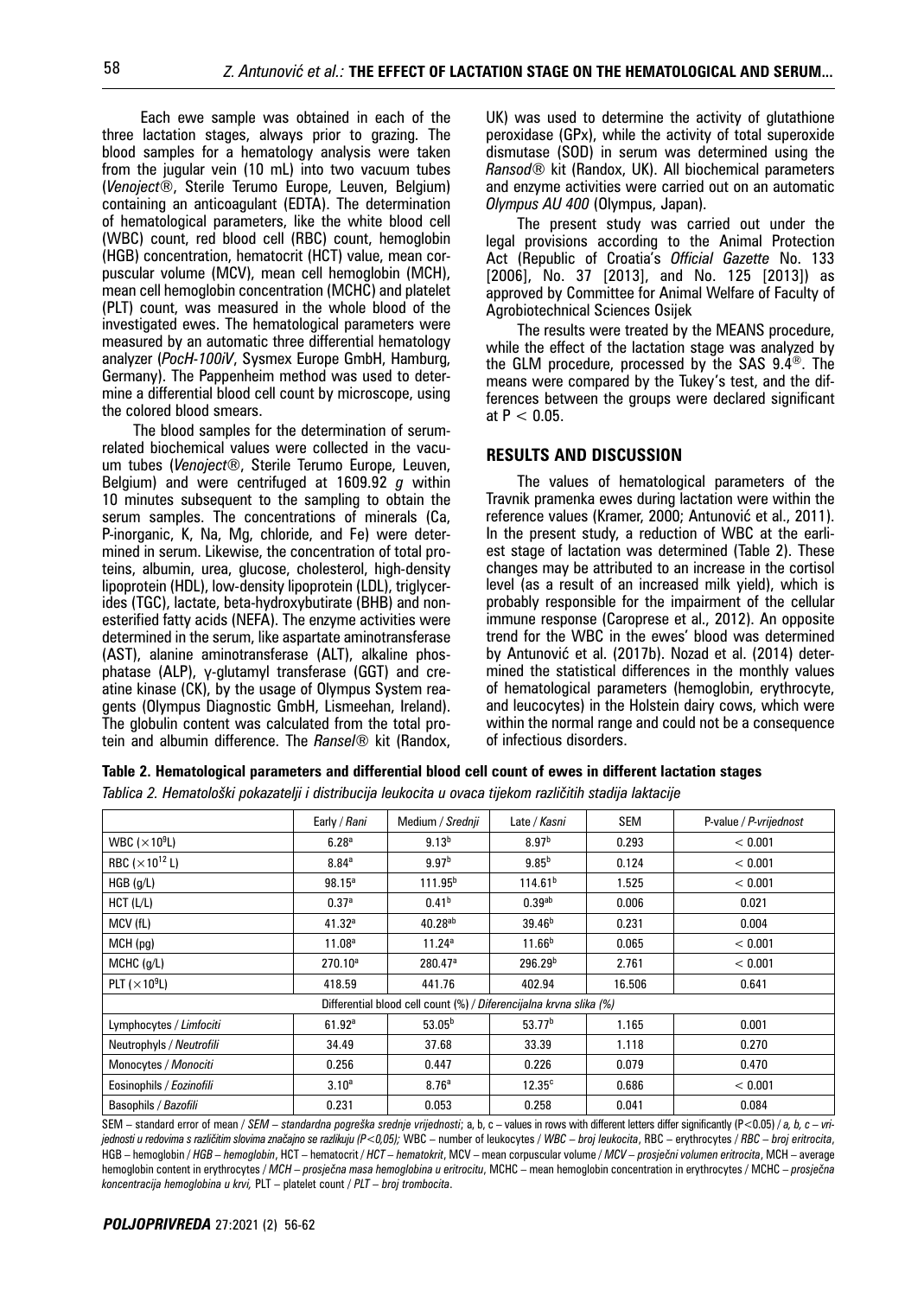Each ewe sample was obtained in each of the three lactation stages, always prior to grazing. The blood samples for a hematology analysis were taken from the jugular vein (10 mL) into two vacuum tubes (*Venoject®*, Sterile Terumo Europe, Leuven, Belgium) containing an anticoagulant (EDTA). The determination of hematological parameters, like the white blood cell (WBC) count, red blood cell (RBC) count, hemoglobin (HGB) concentration, hematocrit (HCT) value, mean corpuscular volume (MCV), mean cell hemoglobin (MCH), mean cell hemoglobin concentration (MCHC) and platelet (PLT) count, was measured in the whole blood of the investigated ewes. The hematological parameters were measured by an automatic three differential hematology analyzer (*PocH-100iV*, Sysmex Europe GmbH, Hamburg, Germany). The Pappenheim method was used to determine a differential blood cell count by microscope, using the colored blood smears.

The blood samples for the determination of serum-related biochemical values were collected in the vacuum tubes (*Venoject®*, Sterile Terumo Europe, Leuven, Belgium) and were centrifuged at 1609.92 *g* within 10 minutes subsequent to the sampling to obtain the serum samples. The concentrations of minerals (Ca, P-inorganic, K, Na, Mg, chloride, and Fe) were determined in serum. Likewise, the concentration of total proteins, albumin, urea, glucose, cholesterol, high-density lipoprotein (HDL), low-density lipoprotein (LDL), triglycerides (TGC), lactate, beta-hydroxybutirate (BHB) and non-esterified fatty acids (NEFA). The enzyme activities were determined in the serum, like aspartate aminotransferase (AST), alanine aminotransferase (ALT), alkaline phosphatase (ALP), γ-glutamyl transferase (GGT) and creatine kinase (CK), by the usage of Olympus System reagents (Olympus Diagnostic GmbH, Lismeehan, Ireland). The globulin content was calculated from the total protein and albumin difference. The *Ransel®* kit (Randox, UK) was used to determine the activity of glutathione peroxidase (GPx), while the activity of total superoxide dismutase (SOD) in serum was determined using the *Ransod®* kit (Randox, UK). All biochemical parameters and enzyme activities were carried out on an automatic *Olympus AU 400* (Olympus, Japan).

The present study was carried out under the legal provisions according to the Animal Protection Act (Republic of Croatia's *Official Gazette* No. 133 [2006], No. 37 [2013], and No. 125 [2013]) as approved by Committee for Animal Welfare of Faculty of Agrobiotechnical Sciences Osijek

The results were treated by the MEANS procedure, while the effect of the lactation stage was analyzed by the GLM procedure, processed by the SAS 9.4®. The means were compared by the Tukey's test, and the differences between the groups were declared significant at $P < 0.05$.

## RESULTS AND DISCUSSION

The values of hematological parameters of the Travnik pramenka ewes during lactation were within the reference values (Kramer, 2000; Antunović et al., 2011). In the present study, a reduction of WBC at the earliest stage of lactation was determined (Table 2). These changes may be attributed to an increase in the cortisol level (as a result of an increased milk yield), which is probably responsible for the impairment of the cellular immune response (Caroprese et al., 2012). An opposite trend for the WBC in the ewes' blood was determined by Antunović et al. (2017b). Nozad et al. (2014) determined the statistical differences in the monthly values of hematological parameters (hemoglobin, erythrocyte, and leucocytes) in the Holstein dairy cows, which were within the normal range and could not be a consequence of infectious disorders.

**Table 2. Hematological parameters and differential blood cell count of ewes in different lactation stages**

*Tablica 2. Hematološki pokazatelji i distribucija leukocita u ovaca tijekom različitih stadija laktacije*

| | Early / *Rani* | Medium / *Srednji* | Late / *Kasni* | SEM | P-value / *P-vrijednost* |
|---|---|---|---|---|---|
| WBC ($\times 10^9$L) | 6.28$^a$ | 9.13$^b$ | 8.97$^b$ | 0.293 | < 0.001 |
| RBC ($\times 10^{12}$ L) | 8.84$^a$ | 9.97$^b$ | 9.85$^b$ | 0.124 | < 0.001 |
| HGB (g/L) | 98.15$^a$ | 111.95$^b$ | 114.61$^b$ | 1.525 | < 0.001 |
| HCT (L/L) | 0.37$^a$ | 0.41$^b$ | 0.39$^{ab}$ | 0.006 | 0.021 |
| MCV (fL) | 41.32$^a$ | 40.28$^{ab}$ | 39.46$^b$ | 0.231 | 0.004 |
| MCH (pg) | 11.08$^a$ | 11.24$^a$ | 11.66$^b$ | 0.065 | < 0.001 |
| MCHC (g/L) | 270.10$^a$ | 280.47$^a$ | 296.29$^b$ | 2.761 | < 0.001 |
| PLT ($\times 10^9$L) | 418.59 | 441.76 | 402.94 | 16.506 | 0.641 |
| Differential blood cell count (%) / *Diferencijalna krvna slika (%)* | | | | | |
| Lymphocytes / *Limfociti* | 61.92$^a$ | 53.05$^b$ | 53.77$^b$ | 1.165 | 0.001 |
| Neutrophyls / *Neutrofili* | 34.49 | 37.68 | 33.39 | 1.118 | 0.270 |
| Monocytes / *Monociti* | 0.256 | 0.447 | 0.226 | 0.079 | 0.470 |
| Eosinophils / *Eozinofili* | 3.10$^a$ | 8.76$^a$ | 12.35$^c$ | 0.686 | < 0.001 |
| Basophils / *Bazofili* | 0.231 | 0.053 | 0.258 | 0.041 | 0.084 |

SEM – standard error of mean / *SEM – standardna pogreška srednje vrijednosti*; a, b, c – values in rows with different letters differ significantly (P<0.05) / *a, b, c – vrijednosti u redovima s različitim slovima značajno se razlikuju (P<0,05);* WBC – number of leukocytes / *WBC – broj leukocita*, RBC – erythrocytes / *RBC – broj eritrocita*, HGB – hemoglobin / *HGB – hemoglobin*, HCT – hematocrit / *HCT – hematokrit*, MCV – mean corpuscular volume / *MCV – prosječni volumen eritrocita*, MCH – average hemoglobin content in erythrocytes / *MCH – prosječna masa hemoglobina u eritrocitu*, MCHC – mean hemoglobin concentration in erythrocytes / MCHC – *prosječna koncentracija hemoglobina u krvi,* PLT – platelet count / *PLT – broj trombocita*.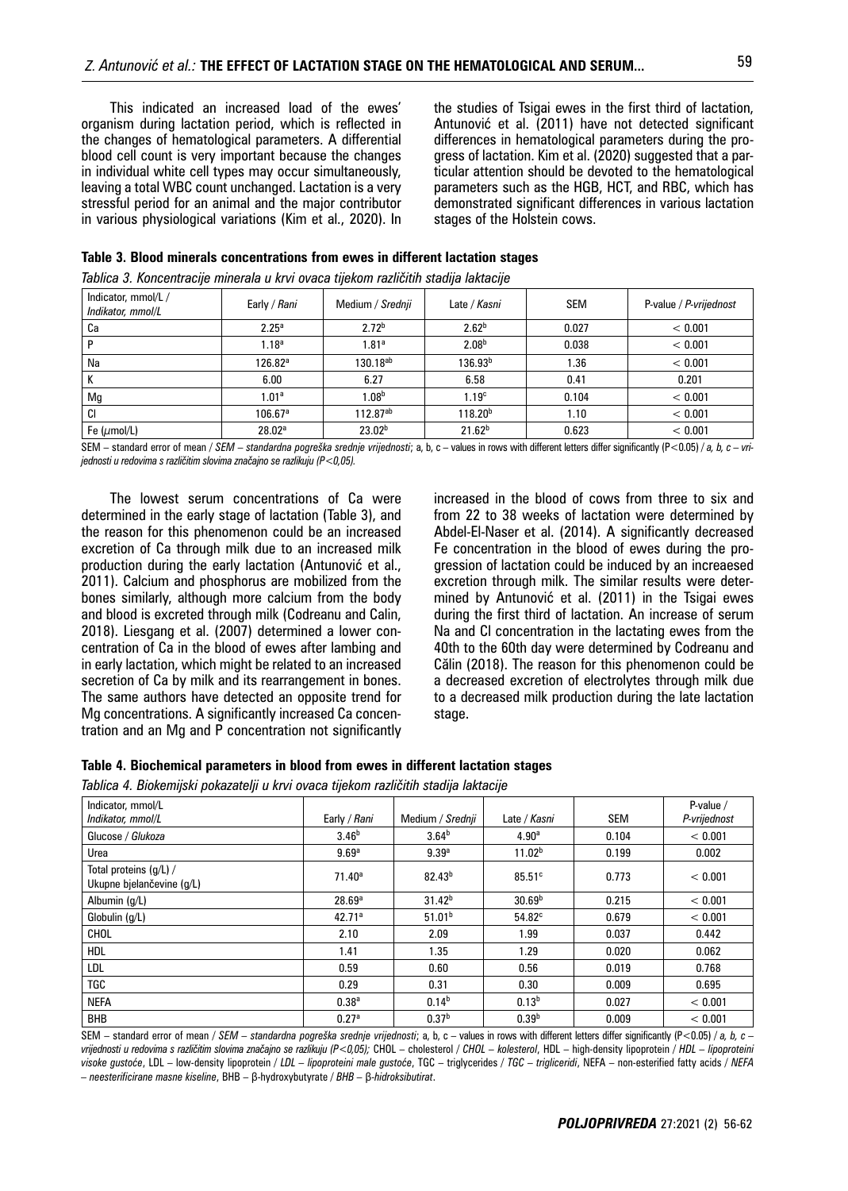This indicated an increased load of the ewes' organism during lactation period, which is reflected in the changes of hematological parameters. A differential blood cell count is very important because the changes in individual white cell types may occur simultaneously, leaving a total WBC count unchanged. Lactation is a very stressful period for an animal and the major contributor in various physiological variations (Kim et al., 2020). In the studies of Tsigai ewes in the first third of lactation, Antunović et al. (2011) have not detected significant differences in hematological parameters during the progress of lactation. Kim et al. (2020) suggested that a particular attention should be devoted to the hematological parameters such as the HGB, HCT, and RBC, which has demonstrated significant differences in various lactation stages of the Holstein cows.

**Table 3. Blood minerals concentrations from ewes in different lactation stages**

*Tablica 3. Koncentracije minerala u krvi ovaca tijekom različitih stadija laktacije*

| Indicator, mmol/L / *Indikator, mmol/L* | Early / *Rani* | Medium / *Srednji* | Late / *Kasni* | SEM | P-value / *P-vrijednost* |
|---|---|---|---|---|---|
| Ca | 2.25[a] | 2.72[b] | 2.62[b] | 0.027 | < 0.001 |
| P | 1.18[a] | 1.81[a] | 2.08[b] | 0.038 | < 0.001 |
| Na | 126.82[a] | 130.18[ab] | 136.93[b] | 1.36 | < 0.001 |
| K | 6.00 | 6.27 | 6.58 | 0.41 | 0.201 |
| Mg | 1.01[a] | 1.08[b] | 1.19[c] | 0.104 | < 0.001 |
| Cl | 106.67[a] | 112.87[ab] | 118.20[b] | 1.10 | < 0.001 |
| Fe ($\mu$mol/L) | 28.02[a] | 23.02[b] | 21.62[b] | 0.623 | < 0.001 |

SEM – standard error of mean / *SEM – standardna pogreška srednje vrijednosti*; a, b, c – values in rows with different letters differ significantly (P<0.05) / *a, b, c – vrijednosti u redovima s različitim slovima značajno se razlikuju (P<0,05).*

The lowest serum concentrations of Ca were determined in the early stage of lactation (Table 3), and the reason for this phenomenon could be an increased excretion of Ca through milk due to an increased milk production during the early lactation (Antunović et al., 2011). Calcium and phosphorus are mobilized from the bones similarly, although more calcium from the body and blood is excreted through milk (Codreanu and Calin, 2018). Liesgang et al. (2007) determined a lower concentration of Ca in the blood of ewes after lambing and in early lactation, which might be related to an increased secretion of Ca by milk and its rearrangement in bones. The same authors have detected an opposite trend for Mg concentrations. A significantly increased Ca concentration and an Mg and P concentration not significantly increased in the blood of cows from three to six and from 22 to 38 weeks of lactation were determined by Abdel-El-Naser et al. (2014). A significantly decreased Fe concentration in the blood of ewes during the progression of lactation could be induced by an increaesed excretion through milk. The similar results were determined by Antunović et al. (2011) in the Tsigai ewes during the first third of lactation. An increase of serum Na and Cl concentration in the lactating ewes from the 40th to the 60th day were determined by Codreanu and Călin (2018). The reason for this phenomenon could be a decreased excretion of electrolytes through milk due to a decreased milk production during the late lactation stage.

**Table 4. Biochemical parameters in blood from ewes in different lactation stages**

*Tablica 4. Biokemijski pokazatelji u krvi ovaca tijekom različitih stadija laktacije*

| Indicator, mmol/L *Indikator, mmol/L* | Early / *Rani* | Medium / *Srednji* | Late / *Kasni* | SEM | P-value / *P-vrijednost* |
|---|---|---|---|---|---|
| Glucose / *Glukoza* | 3.46[b] | 3.64[b] | 4.90[a] | 0.104 | < 0.001 |
| Urea | 9.69[a] | 9.39[a] | 11.02[b] | 0.199 | 0.002 |
| Total proteins (g/L) / Ukupne bjelančevine (g/L) | 71.40[a] | 82.43[b] | 85.51[c] | 0.773 | < 0.001 |
| Albumin (g/L) | 28.69[a] | 31.42[b] | 30.69[b] | 0.215 | < 0.001 |
| Globulin (g/L) | 42.71[a] | 51.01[b] | 54.82[c] | 0.679 | < 0.001 |
| CHOL | 2.10 | 2.09 | 1.99 | 0.037 | 0.442 |
| HDL | 1.41 | 1.35 | 1.29 | 0.020 | 0.062 |
| LDL | 0.59 | 0.60 | 0.56 | 0.019 | 0.768 |
| TGC | 0.29 | 0.31 | 0.30 | 0.009 | 0.695 |
| NEFA | 0.38[a] | 0.14[b] | 0.13[b] | 0.027 | < 0.001 |
| BHB | 0.27[a] | 0.37[b] | 0.39[b] | 0.009 | < 0.001 |

SEM – standard error of mean / *SEM – standardna pogreška srednje vrijednosti*; a, b, c – values in rows with different letters differ significantly (P<0.05) / *a, b, c – vrijednosti u redovima s različitim slovima značajno se razlikuju (P<0,05);* CHOL – cholesterol / *CHOL – kolesterol*, HDL – high-density lipoprotein / *HDL – lipoproteini visoke gustoće*, LDL – low-density lipoprotein / *LDL – lipoproteini male gustoće*, TGC – triglycerides / *TGC – trigliceridi*, NEFA – non-esterified fatty acids / *NEFA – neesterificirane masne kiseline*, BHB – β-hydroxybutyrate / *BHB – β-hidroksibutirat*.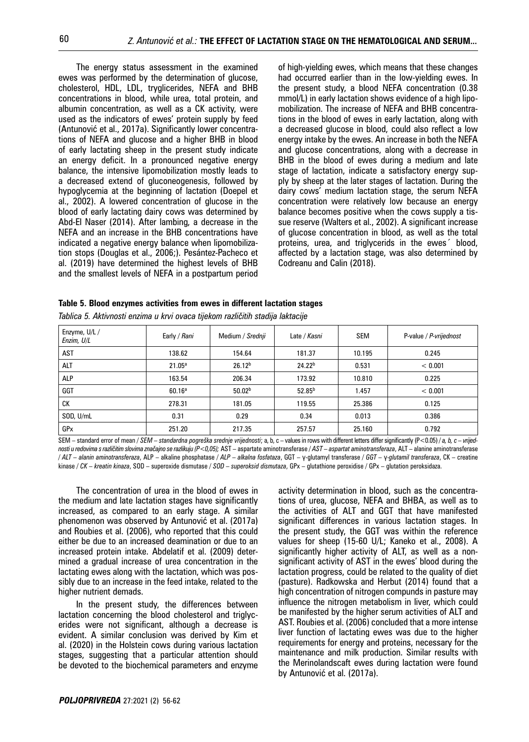The energy status assessment in the examined ewes was performed by the determination of glucose, cholesterol, HDL, LDL, tryglicerides, NEFA and BHB concentrations in blood, while urea, total protein, and albumin concentration, as well as a CK activity, were used as the indicators of ewes' protein supply by feed (Antunović et al., 2017a). Significantly lower concentrations of NEFA and glucose and a higher BHB in blood of early lactating sheep in the present study indicate an energy deficit. In a pronounced negative energy balance, the intensive lipomobilization mostly leads to a decreased extend of gluconeogenesis, followed by hypoglycemia at the beginning of lactation (Doepel et al., 2002). A lowered concentration of glucose in the blood of early lactating dairy cows was determined by Abd-El Naser (2014). After lambing, a decrease in the NEFA and an increase in the BHB concentrations have indicated a negative energy balance when lipomobilization stops (Douglas et al., 2006;). Pesántez-Pacheco et al. (2019) have determined the highest levels of BHB and the smallest levels of NEFA in a postpartum period of high-yielding ewes, which means that these changes had occurred earlier than in the low-yielding ewes. In the present study, a blood NEFA concentration (0.38 mmol/L) in early lactation shows evidence of a high lipomobilization. The increase of NEFA and BHB concentrations in the blood of ewes in early lactation, along with a decreased glucose in blood, could also reflect a low energy intake by the ewes. An increase in both the NEFA and glucose concentrations, along with a decrease in BHB in the blood of ewes during a medium and late stage of lactation, indicate a satisfactory energy supply by sheep at the later stages of lactation. During the dairy cows' medium lactation stage, the serum NEFA concentration were relatively low because an energy balance becomes positive when the cows supply a tissue reserve (Walters et al., 2002). A significant increase of glucose concentration in blood, as well as the total proteins, urea, and triglycerids in the ewes´ blood, affected by a lactation stage, was also determined by Codreanu and Calin (2018).

**Table 5. Blood enzymes activities from ewes in different lactation stages**

*Tablica 5. Aktivnosti enzima u krvi ovaca tijekom različitih stadija laktacije*

| Enzyme, U/L / *Enzim, U/L* | Early / *Rani* | Medium / *Srednji* | Late / *Kasni* | SEM | P-value / *P-vrijednost* |
|---|---|---|---|---|---|
| AST | 138.62 | 154.64 | 181.37 | 10.195 | 0.245 |
| ALT | 21.05[a] | 26.12[b] | 24.22[b] | 0.531 | < 0.001 |
| ALP | 163.54 | 206.34 | 173.92 | 10.810 | 0.225 |
| GGT | 60.16[a] | 50.02[b] | 52.85[b] | 1.457 | < 0.001 |
| CK | 278.31 | 181.05 | 119.55 | 25.386 | 0.125 |
| SOD, U/mL | 0.31 | 0.29 | 0.34 | 0.013 | 0.386 |
| GPx | 251.20 | 217.35 | 257.57 | 25.160 | 0.792 |

SEM – standard error of mean / *SEM – standardna pogreška srednje vrijednosti*; a, b, c – values in rows with different letters differ significantly (P<0.05) / *a, b, c – vrijednosti u redovima s različitim slovima značajno se razlikuju (P<0,05);* AST – aspartate aminotransferase / *AST – aspartat aminotransferaza*, ALT – alanine aminotransferase / *ALT – alanin aminotransferaza*, ALP – alkaline phosphatase / *ALP – alkalna fosfataza*, GGT – γ-glutamyl transferase / *GGT – γ-glutamil transferaza*, CK – creatine kinase / *CK – kreatin kinaza*, SOD – superoxide dismutase / *SOD – superoksid dismutaza*, GPx – glutathione peroxidise / GPx – glutation peroksidaza.

The concentration of urea in the blood of ewes in the medium and late lactation stages have significantly increased, as compared to an early stage. A similar phenomenon was observed by Antunović et al. (2017a) and Roubies et al. (2006), who reported that this could either be due to an increased deamination or due to an increased protein intake. Abdelatif et al. (2009) determined a gradual increase of urea concentration in the lactating ewes along with the lactation, which was possibly due to an increase in the feed intake, related to the higher nutrient demads.

In the present study, the differences between lactation concerning the blood cholesterol and triglycerides were not significant, although a decrease is evident. A similar conclusion was derived by Kim et al. (2020) in the Holstein cows during various lactation stages, suggesting that a particular attention should be devoted to the biochemical parameters and enzyme activity determination in blood, such as the concentrations of urea, glucose, NEFA and BHBA, as well as to the activities of ALT and GGT that have manifested significant differences in various lactation stages. In the present study, the GGT was within the reference values for sheep (15-60 U/L; Kaneko et al., 2008). A significantly higher activity of ALT, as well as a non-significant activity of AST in the ewes' blood during the lactation progress, could be related to the quality of diet (pasture). Radkowska and Herbut (2014) found that a high concentration of nitrogen compunds in pasture may influence the nitrogen metabolism in liver, which could be manifested by the higher serum activities of ALT and AST. Roubies et al. (2006) concluded that a more intense liver function of lactating ewes was due to the higher requirements for energy and proteins, necessary for the maintenance and milk production. Similar results with the Merinolandscaft ewes during lactation were found by Antunović et al. (2017a).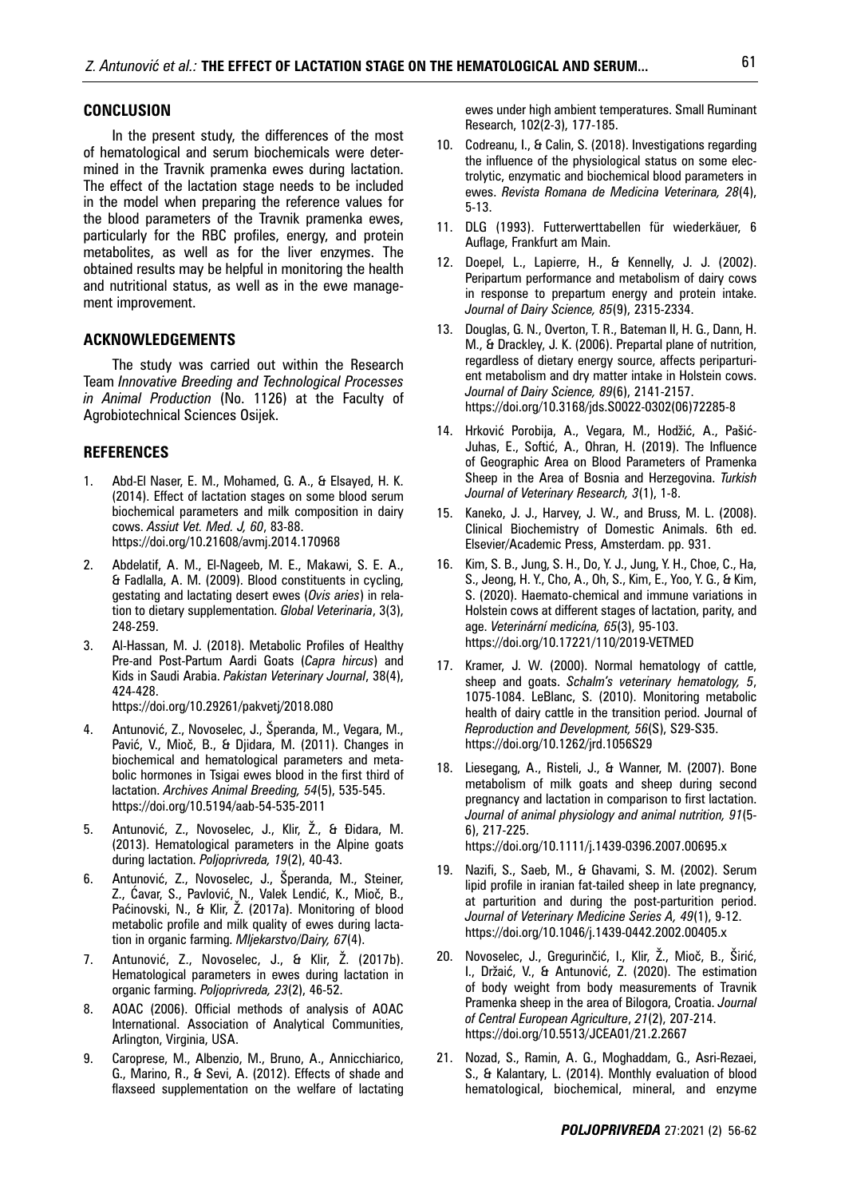## CONCLUSION

In the present study, the differences of the most of hematological and serum biochemicals were determined in the Travnik pramenka ewes during lactation. The effect of the lactation stage needs to be included in the model when preparing the reference values for the blood parameters of the Travnik pramenka ewes, particularly for the RBC profiles, energy, and protein metabolites, as well as for the liver enzymes. The obtained results may be helpful in monitoring the health and nutritional status, as well as in the ewe management improvement.

## ACKNOWLEDGEMENTS

The study was carried out within the Research Team *Innovative Breeding and Technological Processes in Animal Production* (No. 1126) at the Faculty of Agrobiotechnical Sciences Osijek.

## REFERENCES

1. Abd-El Naser, E. M., Mohamed, G. A., & Elsayed, H. K. (2014). Effect of lactation stages on some blood serum biochemical parameters and milk composition in dairy cows. *Assiut Vet. Med. J, 60*, 83-88. https://doi.org/10.21608/avmj.2014.170968
2. Abdelatif, A. M., El-Nageeb, M. E., Makawi, S. E. A., & Fadlalla, A. M. (2009). Blood constituents in cycling, gestating and lactating desert ewes (*Ovis aries*) in relation to dietary supplementation. *Global Veterinaria*, 3(3), 248-259.
3. Al-Hassan, M. J. (2018). Metabolic Profiles of Healthy Pre-and Post-Partum Aardi Goats (*Capra hircus*) and Kids in Saudi Arabia. *Pakistan Veterinary Journal*, 38(4), 424-428. https://doi.org/10.29261/pakvetj/2018.080
4. Antunović, Z., Novoselec, J., Šperanda, M., Vegara, M., Pavić, V., Mioč, B., & Djidara, M. (2011). Changes in biochemical and hematological parameters and metabolic hormones in Tsigai ewes blood in the first third of lactation. *Archives Animal Breeding, 54*(5), 535-545. https://doi.org/10.5194/aab-54-535-2011
5. Antunović, Z., Novoselec, J., Klir, Ž., & Đidara, M. (2013). Hematological parameters in the Alpine goats during lactation. *Poljoprivreda, 19*(2), 40-43.
6. Antunović, Z., Novoselec, J., Šperanda, M., Steiner, Z., Ćavar, S., Pavlović, N., Valek Lendić, K., Mioč, B., Paćinovski, N., & Klir, Ž. (2017a). Monitoring of blood metabolic profile and milk quality of ewes during lactation in organic farming. *Mljekarstvo/Dairy, 67*(4).
7. Antunović, Z., Novoselec, J., & Klir, Ž. (2017b). Hematological parameters in ewes during lactation in organic farming. *Poljoprivreda, 23*(2), 46-52.
8. AOAC (2006). Official methods of analysis of AOAC International. Association of Analytical Communities, Arlington, Virginia, USA.
9. Caroprese, M., Albenzio, M., Bruno, A., Annicchiarico, G., Marino, R., & Sevi, A. (2012). Effects of shade and flaxseed supplementation on the welfare of lactating ewes under high ambient temperatures. Small Ruminant Research, 102(2-3), 177-185.
10. Codreanu, I., & Calin, S. (2018). Investigations regarding the influence of the physiological status on some electrolytic, enzymatic and biochemical blood parameters in ewes. *Revista Romana de Medicina Veterinara, 28*(4), 5-13.
11. DLG (1993). Futterwerttabellen für wiederkäuer, 6 Auflage, Frankfurt am Main.
12. Doepel, L., Lapierre, H., & Kennelly, J. J. (2002). Peripartum performance and metabolism of dairy cows in response to prepartum energy and protein intake. *Journal of Dairy Science, 85*(9), 2315-2334.
13. Douglas, G. N., Overton, T. R., Bateman II, H. G., Dann, H. M., & Drackley, J. K. (2006). Prepartal plane of nutrition, regardless of dietary energy source, affects periparturient metabolism and dry matter intake in Holstein cows. *Journal of Dairy Science, 89*(6), 2141-2157. https://doi.org/10.3168/jds.S0022-0302(06)72285-8
14. Hrković Porobija, A., Vegara, M., Hodžić, A., Pašić-Juhas, E., Softić, A., Ohran, H. (2019). The Influence of Geographic Area on Blood Parameters of Pramenka Sheep in the Area of Bosnia and Herzegovina. *Turkish Journal of Veterinary Research, 3*(1), 1-8.
15. Kaneko, J. J., Harvey, J. W., and Bruss, M. L. (2008). Clinical Biochemistry of Domestic Animals. 6th ed. Elsevier/Academic Press, Amsterdam. pp. 931.
16. Kim, S. B., Jung, S. H., Do, Y. J., Jung, Y. H., Choe, C., Ha, S., Jeong, H. Y., Cho, A., Oh, S., Kim, E., Yoo, Y. G., & Kim, S. (2020). Haemato-chemical and immune variations in Holstein cows at different stages of lactation, parity, and age. *Veterinární medicína, 65*(3), 95-103. https://doi.org/10.17221/110/2019-VETMED
17. Kramer, J. W. (2000). Normal hematology of cattle, sheep and goats. *Schalm's veterinary hematology, 5*, 1075-1084. LeBlanc, S. (2010). Monitoring metabolic health of dairy cattle in the transition period. Journal of *Reproduction and Development, 56*(S), S29-S35. https://doi.org/10.1262/jrd.1056S29
18. Liesegang, A., Risteli, J., & Wanner, M. (2007). Bone metabolism of milk goats and sheep during second pregnancy and lactation in comparison to first lactation. *Journal of animal physiology and animal nutrition, 91*(5-6), 217-225. https://doi.org/10.1111/j.1439-0396.2007.00695.x
19. Nazifi, S., Saeb, M., & Ghavami, S. M. (2002). Serum lipid profile in iranian fat-tailed sheep in late pregnancy, at parturition and during the post-parturition period. *Journal of Veterinary Medicine Series A, 49*(1), 9-12. https://doi.org/10.1046/j.1439-0442.2002.00405.x
20. Novoselec, J., Gregurinčić, I., Klir, Ž., Mioč, B., Širić, I., Držaić, V., & Antunović, Z. (2020). The estimation of body weight from body measurements of Travnik Pramenka sheep in the area of Bilogora, Croatia. *Journal of Central European Agriculture*, *21*(2), 207-214. https://doi.org/10.5513/JCEA01/21.2.2667
21. Nozad, S., Ramin, A. G., Moghaddam, G., Asri-Rezaei, S., & Kalantary, L. (2014). Monthly evaluation of blood hematological, biochemical, mineral, and enzyme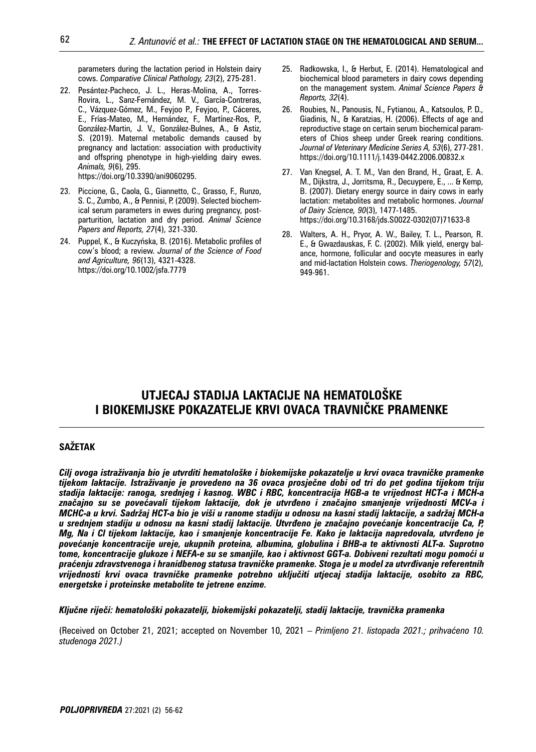parameters during the lactation period in Holstein dairy cows. *Comparative Clinical Pathology, 23*(2), 275-281.

22. Pesántez-Pacheco, J. L., Heras-Molina, A., Torres-Rovira, L., Sanz-Fernández, M. V., García-Contreras, C., Vázquez-Gómez, M., Feyjoo P., Feyjoo, P., Cáceres, E., Frías-Mateo, M., Hernández, F., Martínez-Ros, P., González-Martin, J. V., González-Bulnes, A., & Astiz, S. (2019). Maternal metabolic demands caused by pregnancy and lactation: association with productivity and offspring phenotype in high-yielding dairy ewes. *Animals, 9*(6), 295. https://doi.org/10.3390/ani9060295.
23. Piccione, G., Caola, G., Giannetto, C., Grasso, F., Runzo, S. C., Zumbo, A., & Pennisi, P. (2009). Selected biochemical serum parameters in ewes during pregnancy, post-parturition, lactation and dry period. *Animal Science Papers and Reports, 27*(4), 321-330.
24. Puppel, K., & Kuczyńska, B. (2016). Metabolic profiles of cow's blood; a review. *Journal of the Science of Food and Agriculture, 96*(13), 4321-4328. https://doi.org/10.1002/jsfa.7779
25. Radkowska, I., & Herbut, E. (2014). Hematological and biochemical blood parameters in dairy cows depending on the management system. *Animal Science Papers & Reports, 32*(4).
26. Roubies, N., Panousis, N., Fytianou, A., Katsoulos, P. D., Giadinis, N., & Karatzias, H. (2006). Effects of age and reproductive stage on certain serum biochemical parameters of Chios sheep under Greek rearing conditions. *Journal of Veterinary Medicine Series A, 53*(6), 277-281. https://doi.org/10.1111/j.1439-0442.2006.00832.x
27. Van Knegsel, A. T. M., Van den Brand, H., Graat, E. A. M., Dijkstra, J., Jorritsma, R., Decuypere, E., ... & Kemp, B. (2007). Dietary energy source in dairy cows in early lactation: metabolites and metabolic hormones. *Journal of Dairy Science, 90*(3), 1477-1485. https://doi.org/10.3168/jds.S0022-0302(07)71633-8
28. Walters, A. H., Pryor, A. W., Bailey, T. L., Pearson, R. E., & Gwazdauskas, F. C. (2002). Milk yield, energy balance, hormone, follicular and oocyte measures in early and mid-lactation Holstein cows. *Theriogenology, 57*(2), 949-961.

# UTJECAJ STADIJA LAKTACIJE NA HEMATOLOŠKE I BIOKEMIJSKE POKAZATELJE KRVI OVACA TRAVNIČKE PRAMENKE

## SAŽETAK

***Cilj ovoga istraživanja bio je utvrditi hematološke i biokemijske pokazatelje u krvi ovaca travničke pramenke tijekom laktacije. Istraživanje je provedeno na 36 ovaca prosječne dobi od tri do pet godina tijekom triju stadija laktacije: ranoga, srednjeg i kasnog. WBC i RBC, koncentracija HGB-a te vrijednost HCT-a i MCH-a značajno su se povećavali tijekom laktacije, dok je utvrđeno i značajno smanjenje vrijednosti MCV-a i MCHC-a u krvi. Sadržaj HCT-a bio je viši u ranome stadiju u odnosu na kasni stadij laktacije, a sadržaj MCH-a u srednjem stadiju u odnosu na kasni stadij laktacije. Utvrđeno je značajno povećanje koncentracije Ca, P, Mg, Na i Cl tijekom laktacije, kao i smanjenje koncentracije Fe. Kako je laktacija napredovala, utvrđeno je povećanje koncentracije ureje, ukupnih proteina, albumina, globulina i BHB-a te aktivnosti ALT-a. Suprotno tome, koncentracije glukoze i NEFA-e su se smanjile, kao i aktivnost GGT-a. Dobiveni rezultati mogu pomoći u praćenju zdravstvenoga i hranidbenog statusa travničke pramenke. Stoga je u model za utvrđivanje referentnih vrijednosti krvi ovaca travničke pramenke potrebno uključiti utjecaj stadija laktacije, osobito za RBC, energetske i proteinske metabolite te jetrene enzime.***

***Ključne riječi: hematološki pokazatelji, biokemijski pokazatelji, stadij laktacije, travnička pramenka***

(Received on October 21, 2021; accepted on November 10, 2021 – *Primljeno 21. listopada 2021.; prihvaćeno 10. studenoga 2021.)*